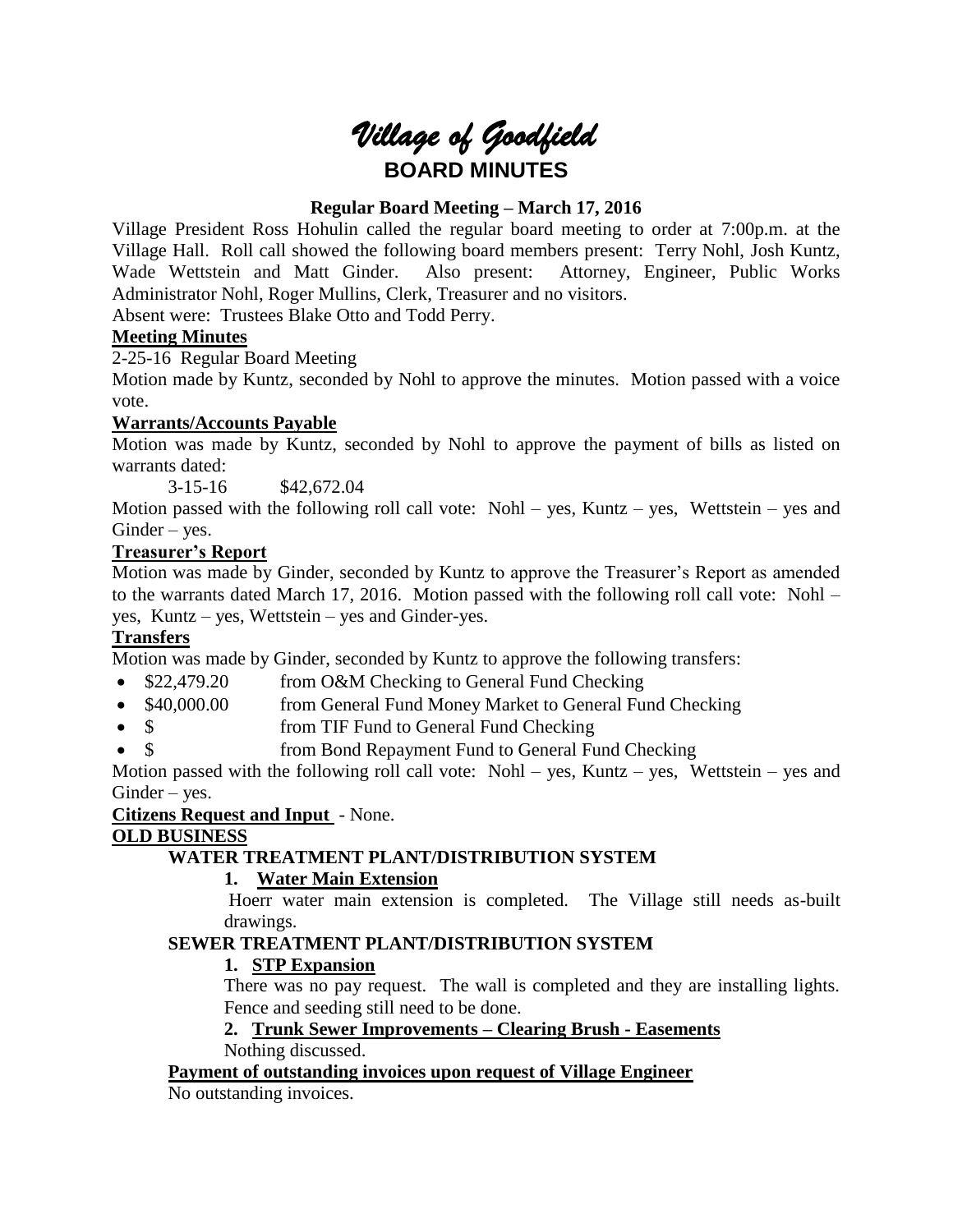# *Village of Goodfield*

## BOARD MINUTES

### Regular Board Meeting – March 17, 2016

Village President Ross Hohulin called the regular board meeting to order at 7:00p.m. at the Village Hall. Roll call showed the following board members present: Terry Nohl, Josh Kuntz, Wade Wettstein and Matt Ginder. Also present: Attorney, Engineer, Public Works Administrator Nohl, Roger Mullins, Clerk, Treasurer and no visitors.

Absent were: Trustees Blake Otto and Todd Perry.

**Meeting Minutes**

2-25-16 Regular Board Meeting

Motion made by Kuntz, seconded by Nohl to approve the minutes. Motion passed with a voice vote.

**Warrants/Accounts Payable**

Motion was made by Kuntz, seconded by Nohl to approve the payment of bills as listed on warrants dated:

3-15-16 $42,672.04

Motion passed with the following roll call vote: Nohl – yes, Kuntz – yes, Wettstein – yes and Ginder – yes.

**Treasurer's Report**

Motion was made by Ginder, seconded by Kuntz to approve the Treasurer's Report as amended to the warrants dated March 17, 2016. Motion passed with the following roll call vote: Nohl – yes, Kuntz – yes, Wettstein – yes and Ginder-yes.

**Transfers**

Motion was made by Ginder, seconded by Kuntz to approve the following transfers:

- $22,479.20 from O&M Checking to General Fund Checking
- $40,000.00 from General Fund Money Market to General Fund Checking
- $ from TIF Fund to General Fund Checking
- $ from Bond Repayment Fund to General Fund Checking

Motion passed with the following roll call vote: Nohl – yes, Kuntz – yes, Wettstein – yes and Ginder – yes.

**Citizens Request and Input** - None.

**OLD BUSINESS**

**WATER TREATMENT PLANT/DISTRIBUTION SYSTEM**

1. **Water Main Extension**

   Hoerr water main extension is completed. The Village still needs as-built drawings.

**SEWER TREATMENT PLANT/DISTRIBUTION SYSTEM**

1. **STP Expansion**

   There was no pay request. The wall is completed and they are installing lights. Fence and seeding still need to be done.

2. **Trunk Sewer Improvements – Clearing Brush - Easements**

   Nothing discussed.

**Payment of outstanding invoices upon request of Village Engineer**

No outstanding invoices.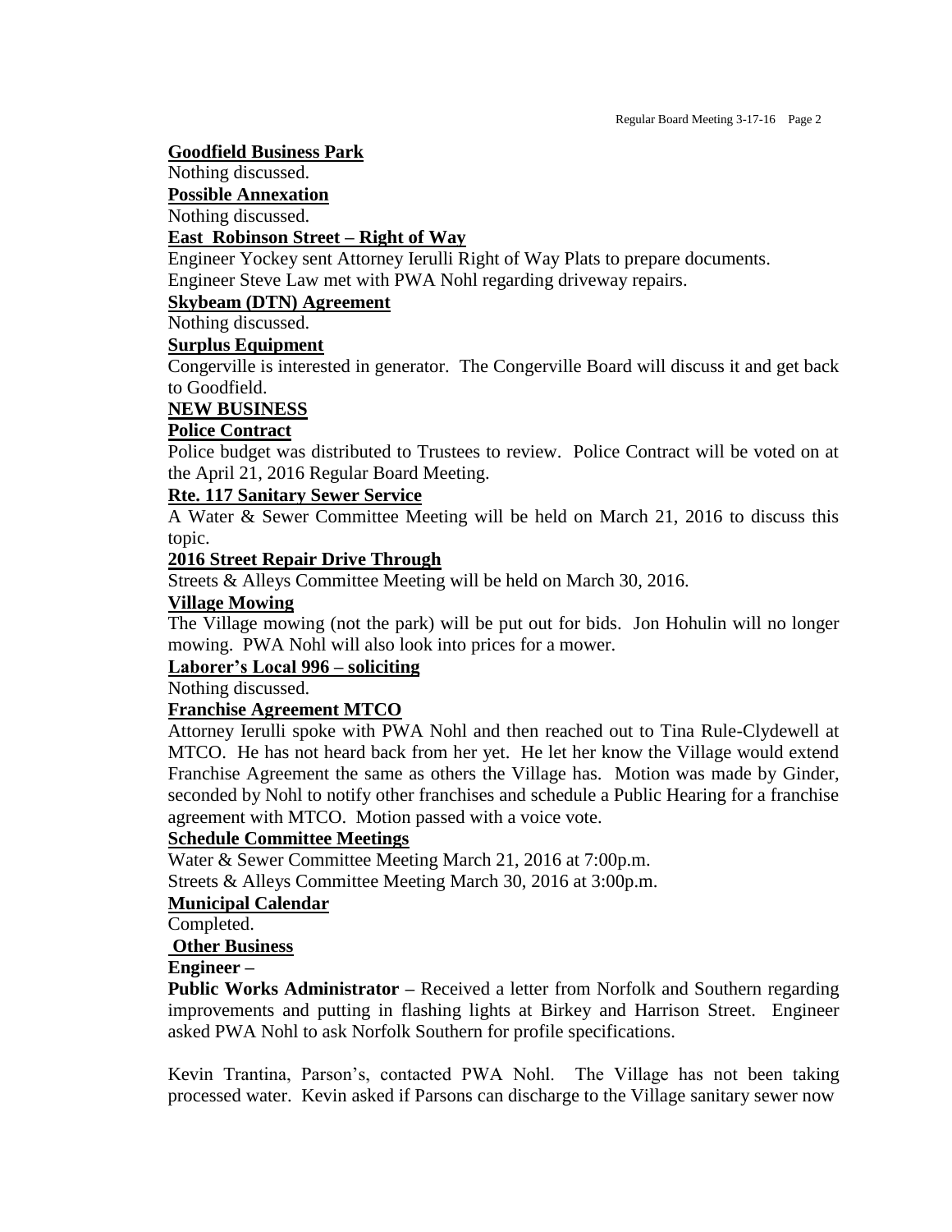**Goodfield Business Park**

Nothing discussed.

**Possible Annexation**

Nothing discussed.

**East Robinson Street – Right of Way**

Engineer Yockey sent Attorney Ierulli Right of Way Plats to prepare documents.
Engineer Steve Law met with PWA Nohl regarding driveway repairs.

**Skybeam (DTN) Agreement**

Nothing discussed.

**Surplus Equipment**

Congerville is interested in generator. The Congerville Board will discuss it and get back to Goodfield.

**NEW BUSINESS**

**Police Contract**

Police budget was distributed to Trustees to review. Police Contract will be voted on at the April 21, 2016 Regular Board Meeting.

**Rte. 117 Sanitary Sewer Service**

A Water & Sewer Committee Meeting will be held on March 21, 2016 to discuss this topic.

**2016 Street Repair Drive Through**

Streets & Alleys Committee Meeting will be held on March 30, 2016.

**Village Mowing**

The Village mowing (not the park) will be put out for bids. Jon Hohulin will no longer mowing. PWA Nohl will also look into prices for a mower.

**Laborer's Local 996 – soliciting**

Nothing discussed.

**Franchise Agreement MTCO**

Attorney Ierulli spoke with PWA Nohl and then reached out to Tina Rule-Clydewell at MTCO. He has not heard back from her yet. He let her know the Village would extend Franchise Agreement the same as others the Village has. Motion was made by Ginder, seconded by Nohl to notify other franchises and schedule a Public Hearing for a franchise agreement with MTCO. Motion passed with a voice vote.

**Schedule Committee Meetings**

Water & Sewer Committee Meeting March 21, 2016 at 7:00p.m.
Streets & Alleys Committee Meeting March 30, 2016 at 3:00p.m.

**Municipal Calendar**

Completed.

**Other Business**

**Engineer –**

**Public Works Administrator –** Received a letter from Norfolk and Southern regarding improvements and putting in flashing lights at Birkey and Harrison Street. Engineer asked PWA Nohl to ask Norfolk Southern for profile specifications.

Kevin Trantina, Parson's, contacted PWA Nohl. The Village has not been taking processed water. Kevin asked if Parsons can discharge to the Village sanitary sewer now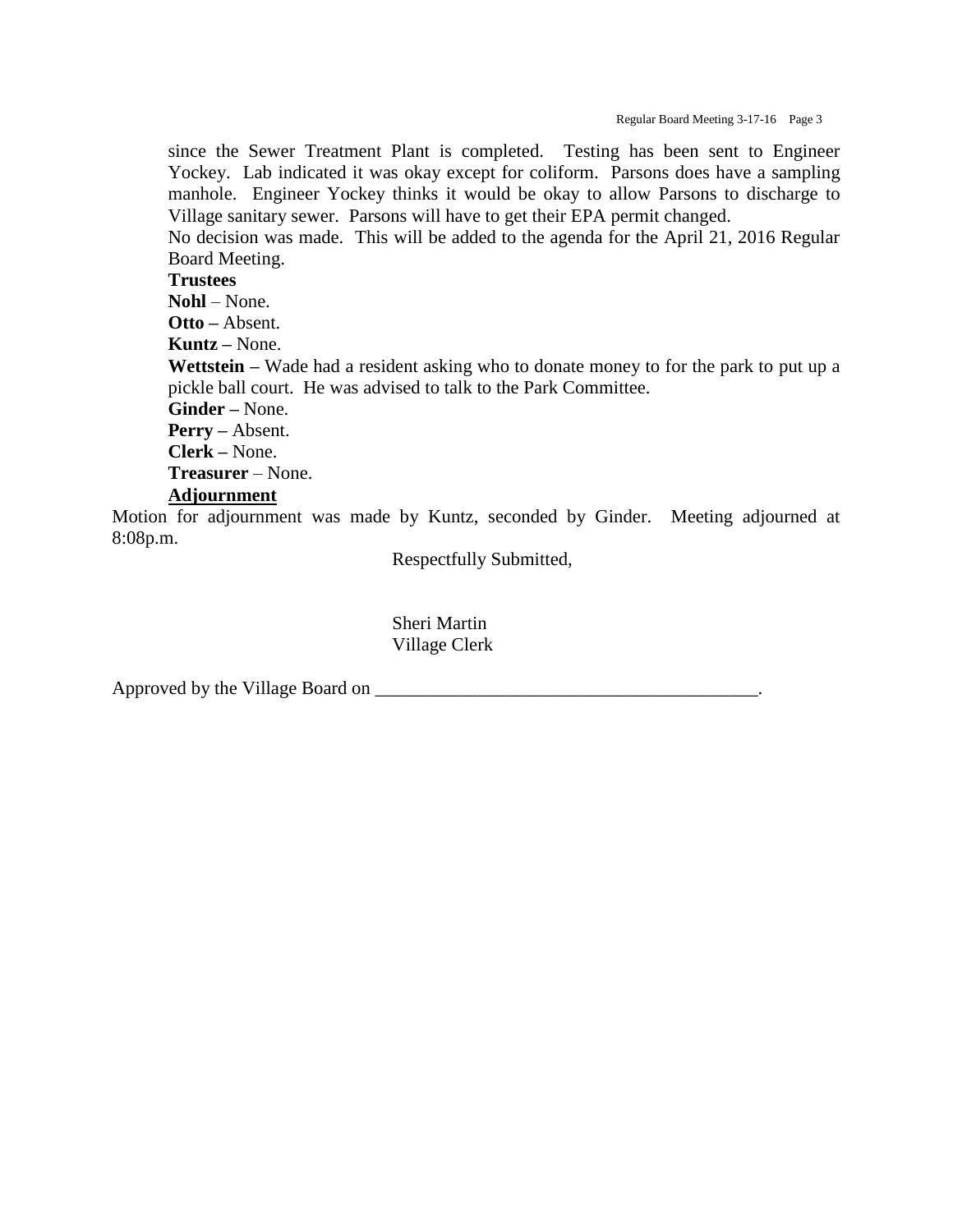since the Sewer Treatment Plant is completed. Testing has been sent to Engineer Yockey. Lab indicated it was okay except for coliform. Parsons does have a sampling manhole. Engineer Yockey thinks it would be okay to allow Parsons to discharge to Village sanitary sewer. Parsons will have to get their EPA permit changed.

No decision was made. This will be added to the agenda for the April 21, 2016 Regular Board Meeting.

**Trustees**

**Nohl** – None.

**Otto –** Absent.

**Kuntz –** None.

**Wettstein –** Wade had a resident asking who to donate money to for the park to put up a pickle ball court. He was advised to talk to the Park Committee.

**Ginder –** None.

**Perry –** Absent.

**Clerk –** None.

**Treasurer** – None.

**Adjournment**

Motion for adjournment was made by Kuntz, seconded by Ginder. Meeting adjourned at 8:08p.m.

Respectfully Submitted,

Sheri Martin
Village Clerk

Approved by the Village Board on ________________________________________.